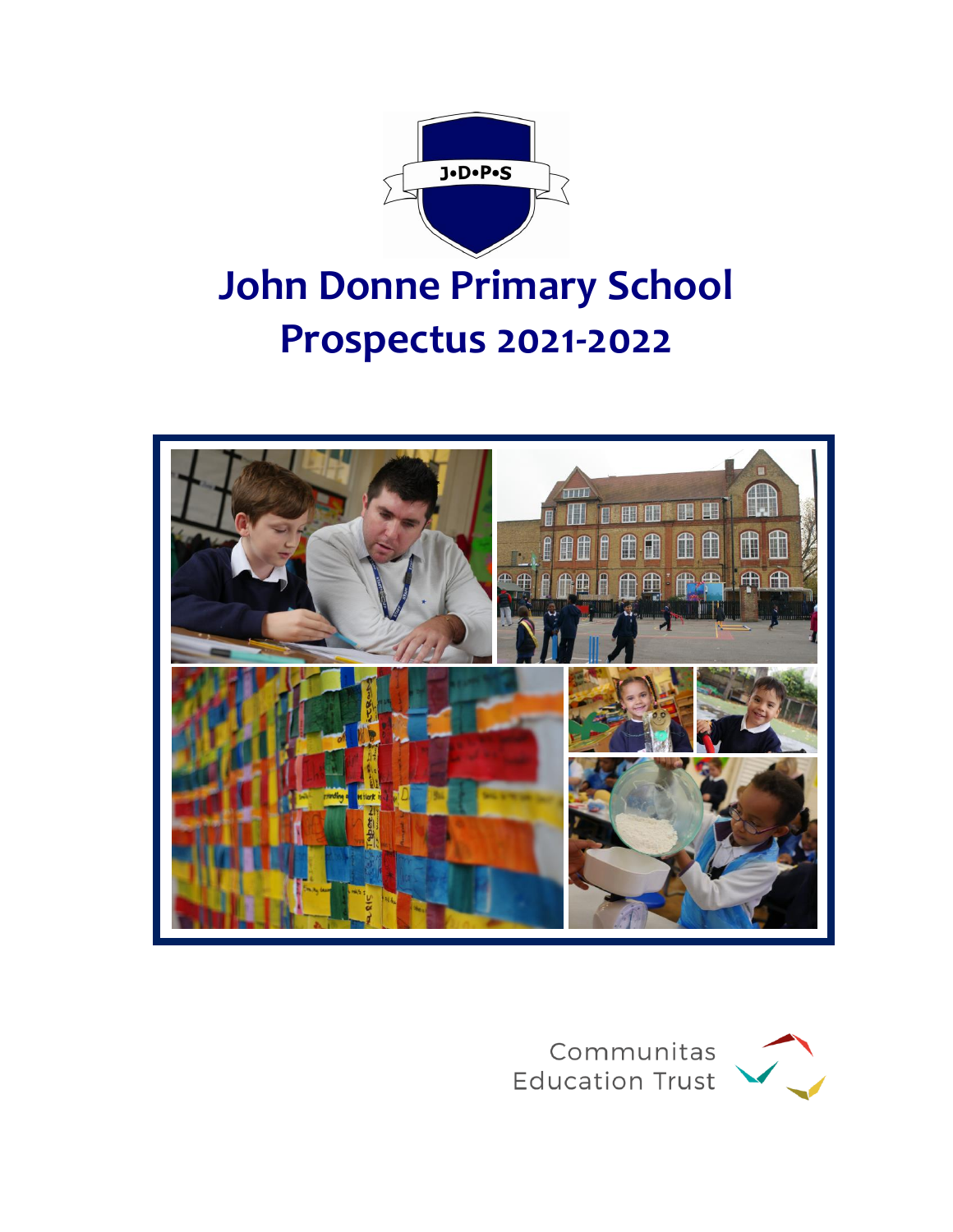J•D•P•S

# John Donne Primary School
# Prospectus 2021-2022

Communitas Education Trust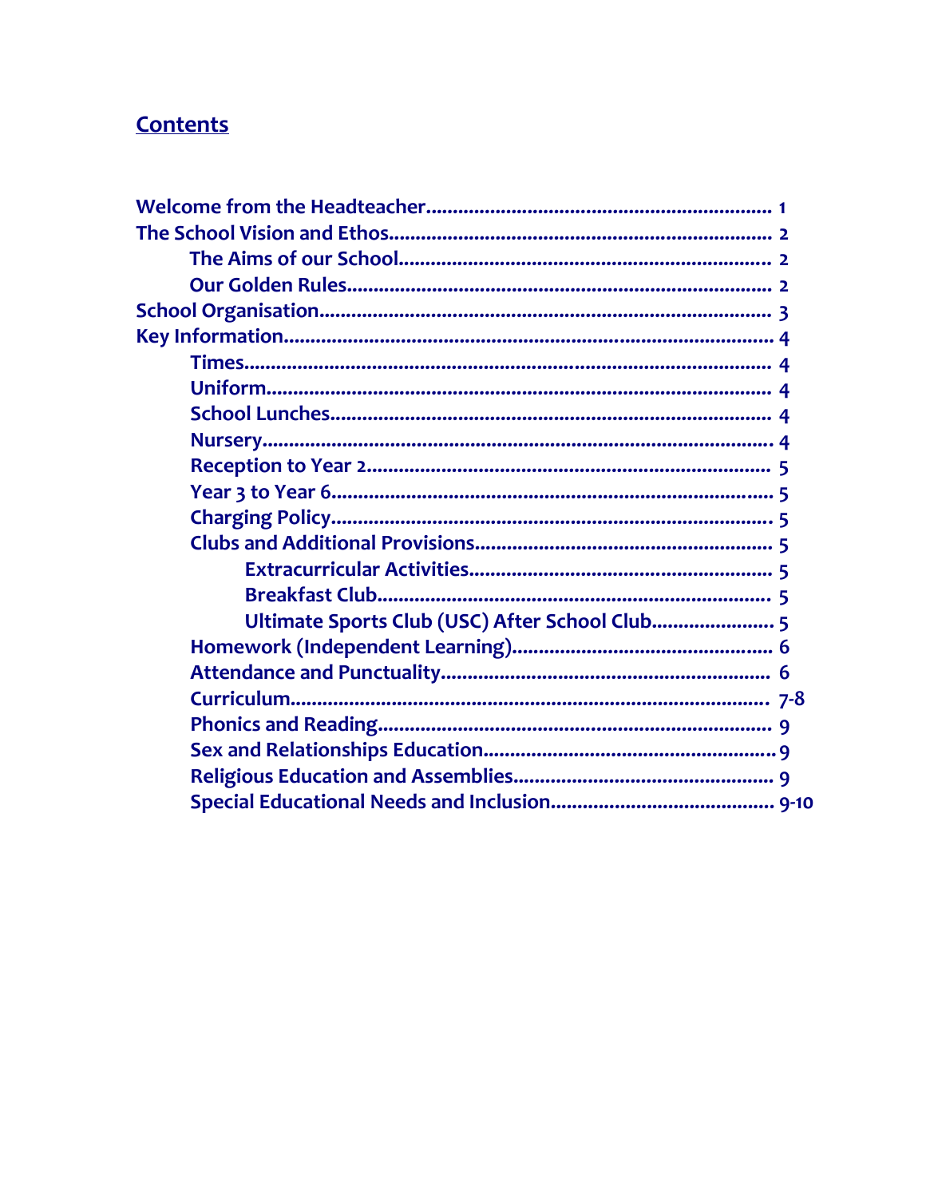## Contents

- Welcome from the Headteacher.................................................................. 1
- The School Vision and Ethos....................................................................... 2
  - The Aims of our School.................................................................... 2
  - Our Golden Rules............................................................................... 2
- School Organisation.................................................................................... 3
- Key Information........................................................................................... 4
  - Times.................................................................................................... 4
  - Uniform............................................................................................... 4
  - School Lunches.................................................................................. 4
  - Nursery................................................................................................ 4
  - Reception to Year 2........................................................................... 5
  - Year 3 to Year 6.................................................................................. 5
  - Charging Policy.................................................................................. 5
  - Clubs and Additional Provisions........................................................ 5
    - Extracurricular Activities......................................................... 5
    - Breakfast Club.......................................................................... 5
    - Ultimate Sports Club (USC) After School Club....................... 5
  - Homework (Independent Learning)................................................. 6
  - Attendance and Punctuality.............................................................. 6
  - Curriculum.......................................................................................... 7-8
  - Phonics and Reading......................................................................... 9
  - Sex and Relationships Education...................................................... 9
  - Religious Education and Assemblies................................................. 9
  - Special Educational Needs and Inclusion.......................................... 9-10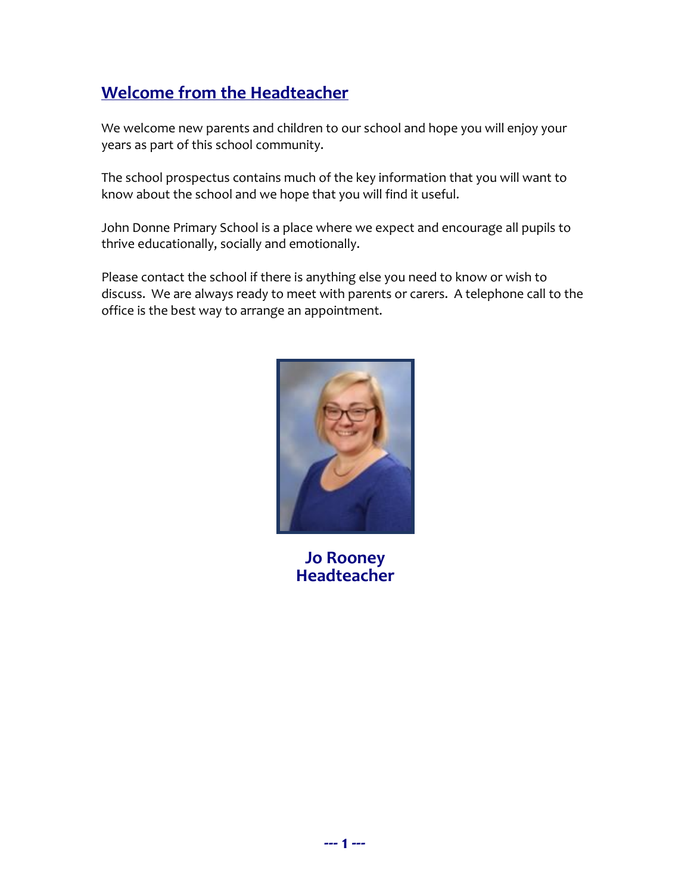## Welcome from the Headteacher

We welcome new parents and children to our school and hope you will enjoy your years as part of this school community.

The school prospectus contains much of the key information that you will want to know about the school and we hope that you will find it useful.

John Donne Primary School is a place where we expect and encourage all pupils to thrive educationally, socially and emotionally.

Please contact the school if there is anything else you need to know or wish to discuss. We are always ready to meet with parents or carers. A telephone call to the office is the best way to arrange an appointment.

**Jo Rooney**
**Headteacher**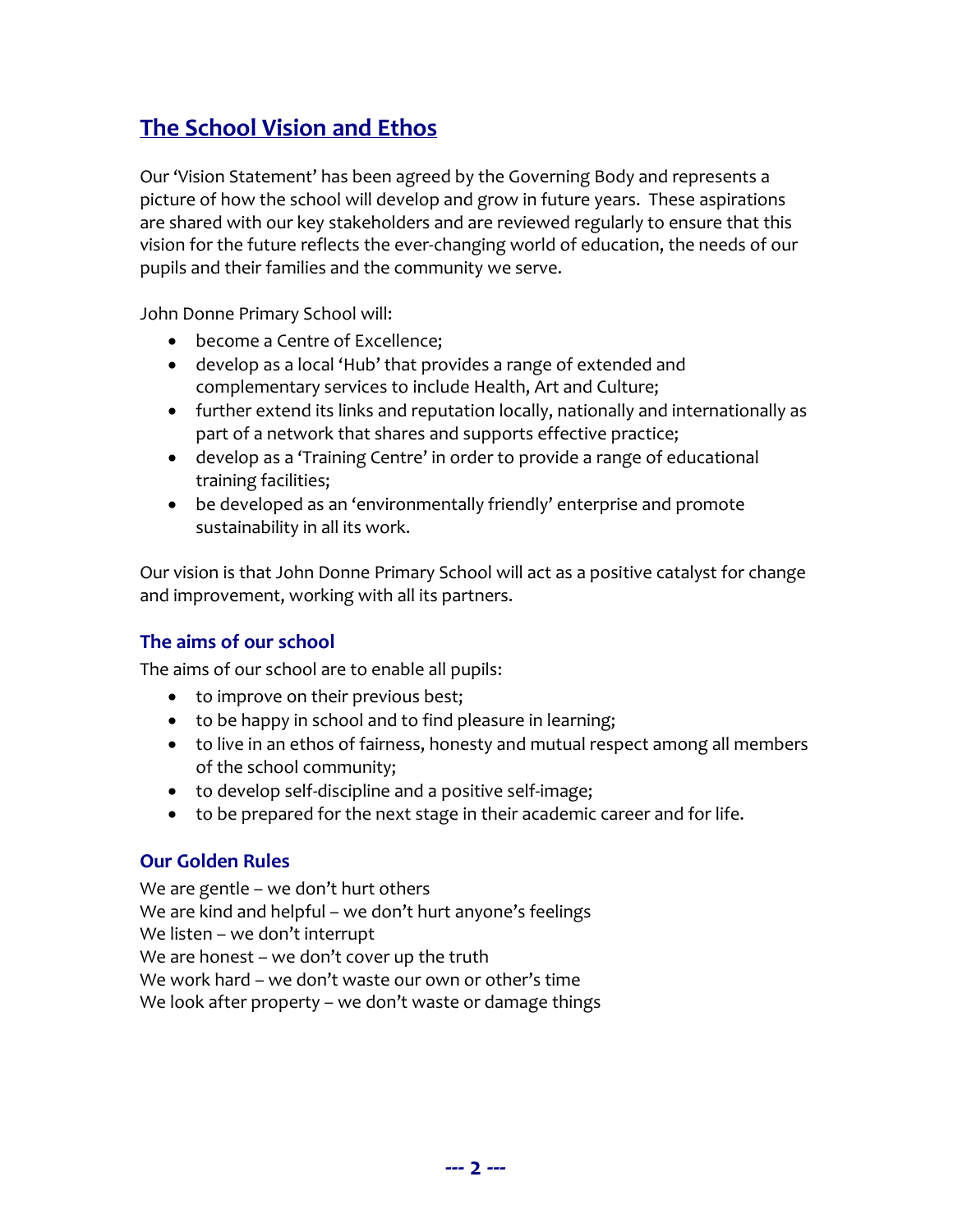## The School Vision and Ethos

Our 'Vision Statement' has been agreed by the Governing Body and represents a picture of how the school will develop and grow in future years. These aspirations are shared with our key stakeholders and are reviewed regularly to ensure that this vision for the future reflects the ever-changing world of education, the needs of our pupils and their families and the community we serve.

John Donne Primary School will:

- become a Centre of Excellence;
- develop as a local 'Hub' that provides a range of extended and complementary services to include Health, Art and Culture;
- further extend its links and reputation locally, nationally and internationally as part of a network that shares and supports effective practice;
- develop as a 'Training Centre' in order to provide a range of educational training facilities;
- be developed as an 'environmentally friendly' enterprise and promote sustainability in all its work.

Our vision is that John Donne Primary School will act as a positive catalyst for change and improvement, working with all its partners.

### The aims of our school

The aims of our school are to enable all pupils:

- to improve on their previous best;
- to be happy in school and to find pleasure in learning;
- to live in an ethos of fairness, honesty and mutual respect among all members of the school community;
- to develop self-discipline and a positive self-image;
- to be prepared for the next stage in their academic career and for life.

### Our Golden Rules

We are gentle – we don't hurt others
We are kind and helpful – we don't hurt anyone's feelings
We listen – we don't interrupt
We are honest – we don't cover up the truth
We work hard – we don't waste our own or other's time
We look after property – we don't waste or damage things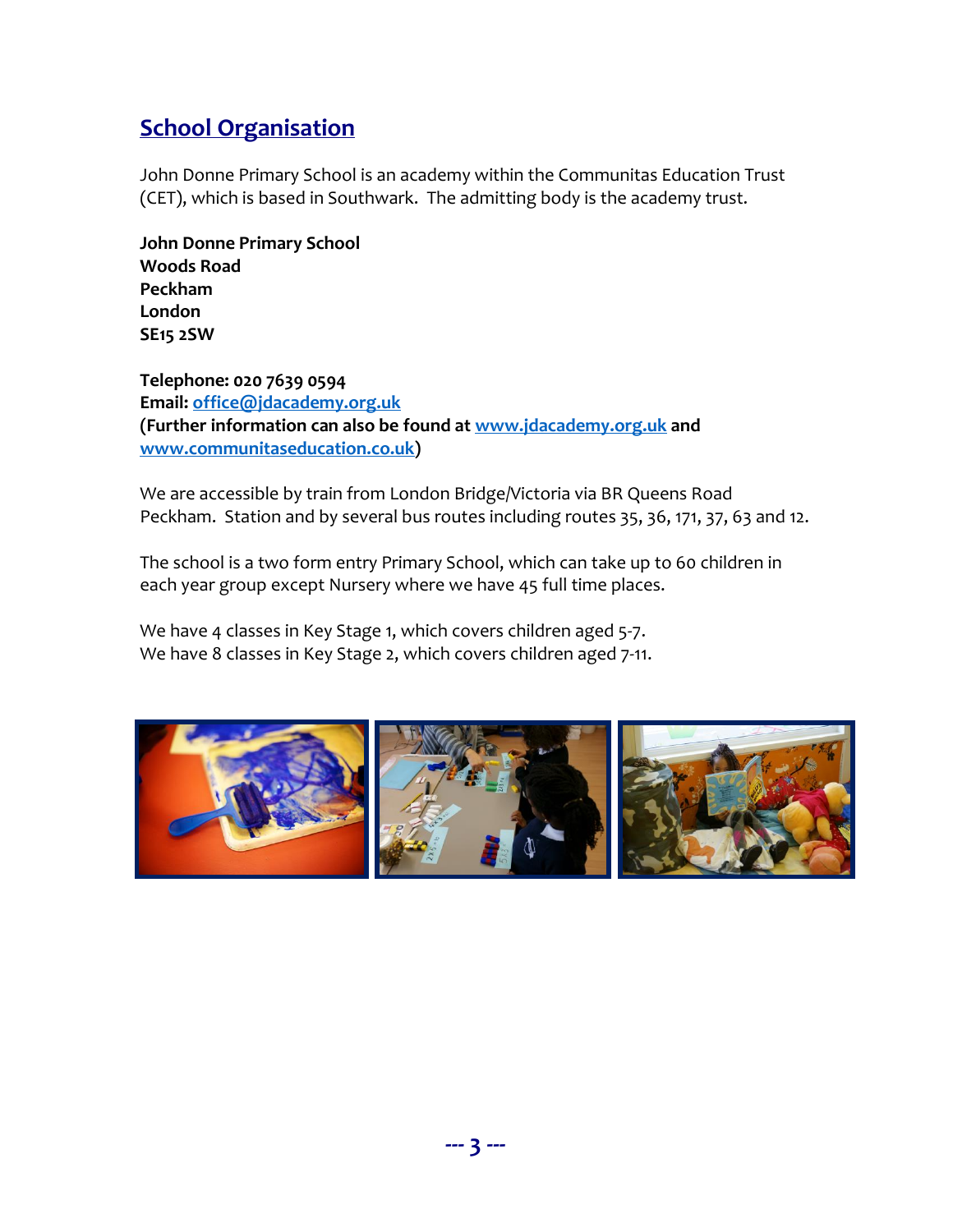## School Organisation

John Donne Primary School is an academy within the Communitas Education Trust (CET), which is based in Southwark. The admitting body is the academy trust.

**John Donne Primary School**
**Woods Road**
**Peckham**
**London**
**SE15 2SW**

**Telephone: 020 7639 0594**
**Email: office@jdacademy.org.uk**
**(Further information can also be found at www.jdacademy.org.uk and www.communitaseducation.co.uk)**

We are accessible by train from London Bridge/Victoria via BR Queens Road Peckham. Station and by several bus routes including routes 35, 36, 171, 37, 63 and 12.

The school is a two form entry Primary School, which can take up to 60 children in each year group except Nursery where we have 45 full time places.

We have 4 classes in Key Stage 1, which covers children aged 5-7.
We have 8 classes in Key Stage 2, which covers children aged 7-11.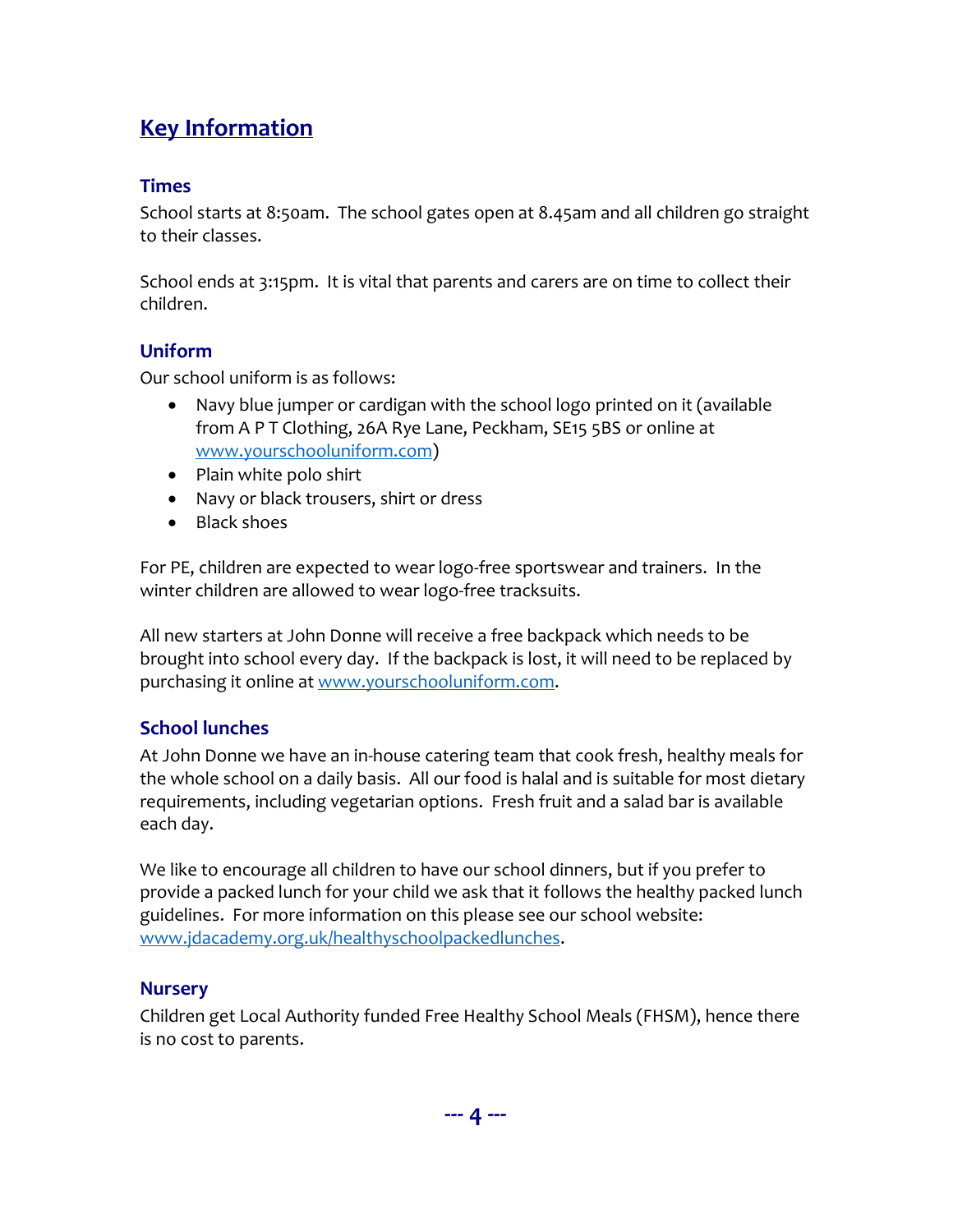## Key Information

### Times

School starts at 8:50am. The school gates open at 8.45am and all children go straight to their classes.

School ends at 3:15pm. It is vital that parents and carers are on time to collect their children.

### Uniform

Our school uniform is as follows:

- Navy blue jumper or cardigan with the school logo printed on it (available from A P T Clothing, 26A Rye Lane, Peckham, SE15 5BS or online at www.yourschooluniform.com)
- Plain white polo shirt
- Navy or black trousers, shirt or dress
- Black shoes

For PE, children are expected to wear logo-free sportswear and trainers. In the winter children are allowed to wear logo-free tracksuits.

All new starters at John Donne will receive a free backpack which needs to be brought into school every day. If the backpack is lost, it will need to be replaced by purchasing it online at www.yourschooluniform.com.

### School lunches

At John Donne we have an in-house catering team that cook fresh, healthy meals for the whole school on a daily basis. All our food is halal and is suitable for most dietary requirements, including vegetarian options. Fresh fruit and a salad bar is available each day.

We like to encourage all children to have our school dinners, but if you prefer to provide a packed lunch for your child we ask that it follows the healthy packed lunch guidelines. For more information on this please see our school website: www.jdacademy.org.uk/healthyschoolpackedlunches.

### Nursery

Children get Local Authority funded Free Healthy School Meals (FHSM), hence there is no cost to parents.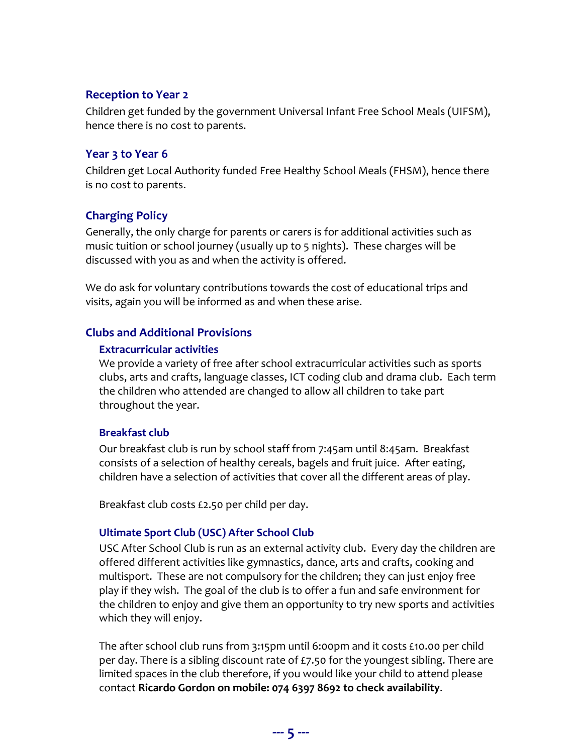## Reception to Year 2

Children get funded by the government Universal Infant Free School Meals (UIFSM), hence there is no cost to parents.

## Year 3 to Year 6

Children get Local Authority funded Free Healthy School Meals (FHSM), hence there is no cost to parents.

## Charging Policy

Generally, the only charge for parents or carers is for additional activities such as music tuition or school journey (usually up to 5 nights). These charges will be discussed with you as and when the activity is offered.

We do ask for voluntary contributions towards the cost of educational trips and visits, again you will be informed as and when these arise.

## Clubs and Additional Provisions

### Extracurricular activities

We provide a variety of free after school extracurricular activities such as sports clubs, arts and crafts, language classes, ICT coding club and drama club. Each term the children who attended are changed to allow all children to take part throughout the year.

### Breakfast club

Our breakfast club is run by school staff from 7:45am until 8:45am. Breakfast consists of a selection of healthy cereals, bagels and fruit juice. After eating, children have a selection of activities that cover all the different areas of play.

Breakfast club costs £2.50 per child per day.

### Ultimate Sport Club (USC) After School Club

USC After School Club is run as an external activity club. Every day the children are offered different activities like gymnastics, dance, arts and crafts, cooking and multisport. These are not compulsory for the children; they can just enjoy free play if they wish. The goal of the club is to offer a fun and safe environment for the children to enjoy and give them an opportunity to try new sports and activities which they will enjoy.

The after school club runs from 3:15pm until 6:00pm and it costs £10.00 per child per day. There is a sibling discount rate of £7.50 for the youngest sibling. There are limited spaces in the club therefore, if you would like your child to attend please contact **Ricardo Gordon on mobile: 074 6397 8692 to check availability**.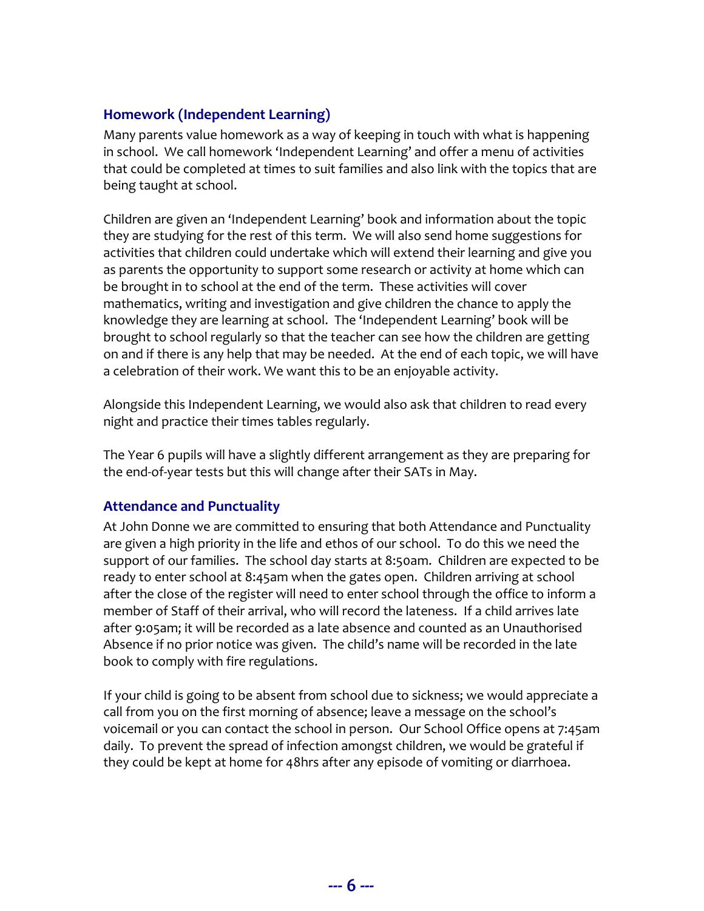## Homework (Independent Learning)

Many parents value homework as a way of keeping in touch with what is happening in school. We call homework 'Independent Learning' and offer a menu of activities that could be completed at times to suit families and also link with the topics that are being taught at school.

Children are given an 'Independent Learning' book and information about the topic they are studying for the rest of this term. We will also send home suggestions for activities that children could undertake which will extend their learning and give you as parents the opportunity to support some research or activity at home which can be brought in to school at the end of the term. These activities will cover mathematics, writing and investigation and give children the chance to apply the knowledge they are learning at school. The 'Independent Learning' book will be brought to school regularly so that the teacher can see how the children are getting on and if there is any help that may be needed. At the end of each topic, we will have a celebration of their work. We want this to be an enjoyable activity.

Alongside this Independent Learning, we would also ask that children to read every night and practice their times tables regularly.

The Year 6 pupils will have a slightly different arrangement as they are preparing for the end-of-year tests but this will change after their SATs in May.

## Attendance and Punctuality

At John Donne we are committed to ensuring that both Attendance and Punctuality are given a high priority in the life and ethos of our school. To do this we need the support of our families. The school day starts at 8:50am. Children are expected to be ready to enter school at 8:45am when the gates open. Children arriving at school after the close of the register will need to enter school through the office to inform a member of Staff of their arrival, who will record the lateness. If a child arrives late after 9:05am; it will be recorded as a late absence and counted as an Unauthorised Absence if no prior notice was given. The child's name will be recorded in the late book to comply with fire regulations.

If your child is going to be absent from school due to sickness; we would appreciate a call from you on the first morning of absence; leave a message on the school's voicemail or you can contact the school in person. Our School Office opens at 7:45am daily. To prevent the spread of infection amongst children, we would be grateful if they could be kept at home for 48hrs after any episode of vomiting or diarrhoea.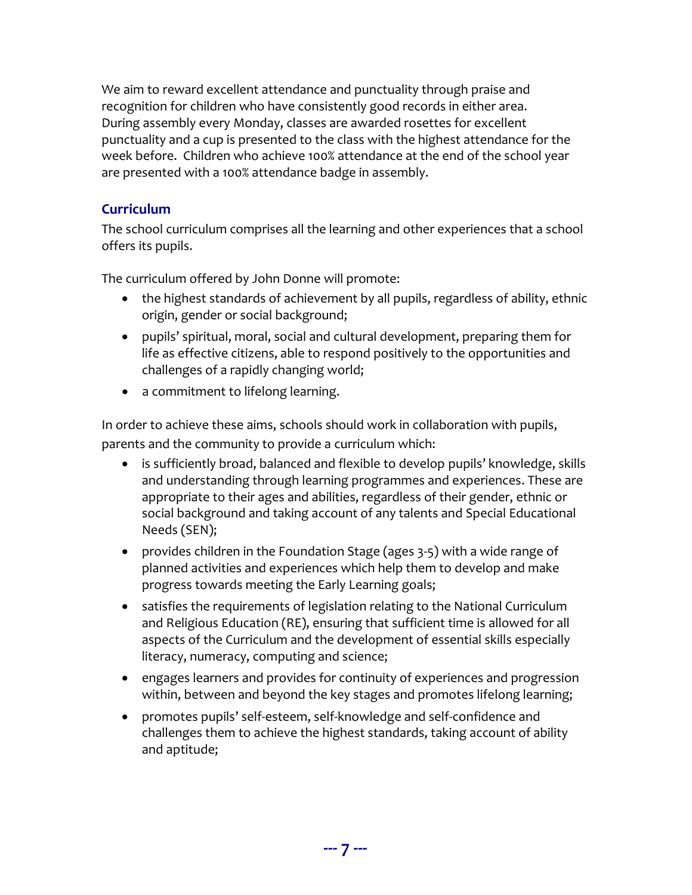We aim to reward excellent attendance and punctuality through praise and recognition for children who have consistently good records in either area. During assembly every Monday, classes are awarded rosettes for excellent punctuality and a cup is presented to the class with the highest attendance for the week before. Children who achieve 100% attendance at the end of the school year are presented with a 100% attendance badge in assembly.

## Curriculum

The school curriculum comprises all the learning and other experiences that a school offers its pupils.

The curriculum offered by John Donne will promote:

- the highest standards of achievement by all pupils, regardless of ability, ethnic origin, gender or social background;
- pupils' spiritual, moral, social and cultural development, preparing them for life as effective citizens, able to respond positively to the opportunities and challenges of a rapidly changing world;
- a commitment to lifelong learning.

In order to achieve these aims, schools should work in collaboration with pupils, parents and the community to provide a curriculum which:

- is sufficiently broad, balanced and flexible to develop pupils' knowledge, skills and understanding through learning programmes and experiences. These are appropriate to their ages and abilities, regardless of their gender, ethnic or social background and taking account of any talents and Special Educational Needs (SEN);
- provides children in the Foundation Stage (ages 3-5) with a wide range of planned activities and experiences which help them to develop and make progress towards meeting the Early Learning goals;
- satisfies the requirements of legislation relating to the National Curriculum and Religious Education (RE), ensuring that sufficient time is allowed for all aspects of the Curriculum and the development of essential skills especially literacy, numeracy, computing and science;
- engages learners and provides for continuity of experiences and progression within, between and beyond the key stages and promotes lifelong learning;
- promotes pupils' self-esteem, self-knowledge and self-confidence and challenges them to achieve the highest standards, taking account of ability and aptitude;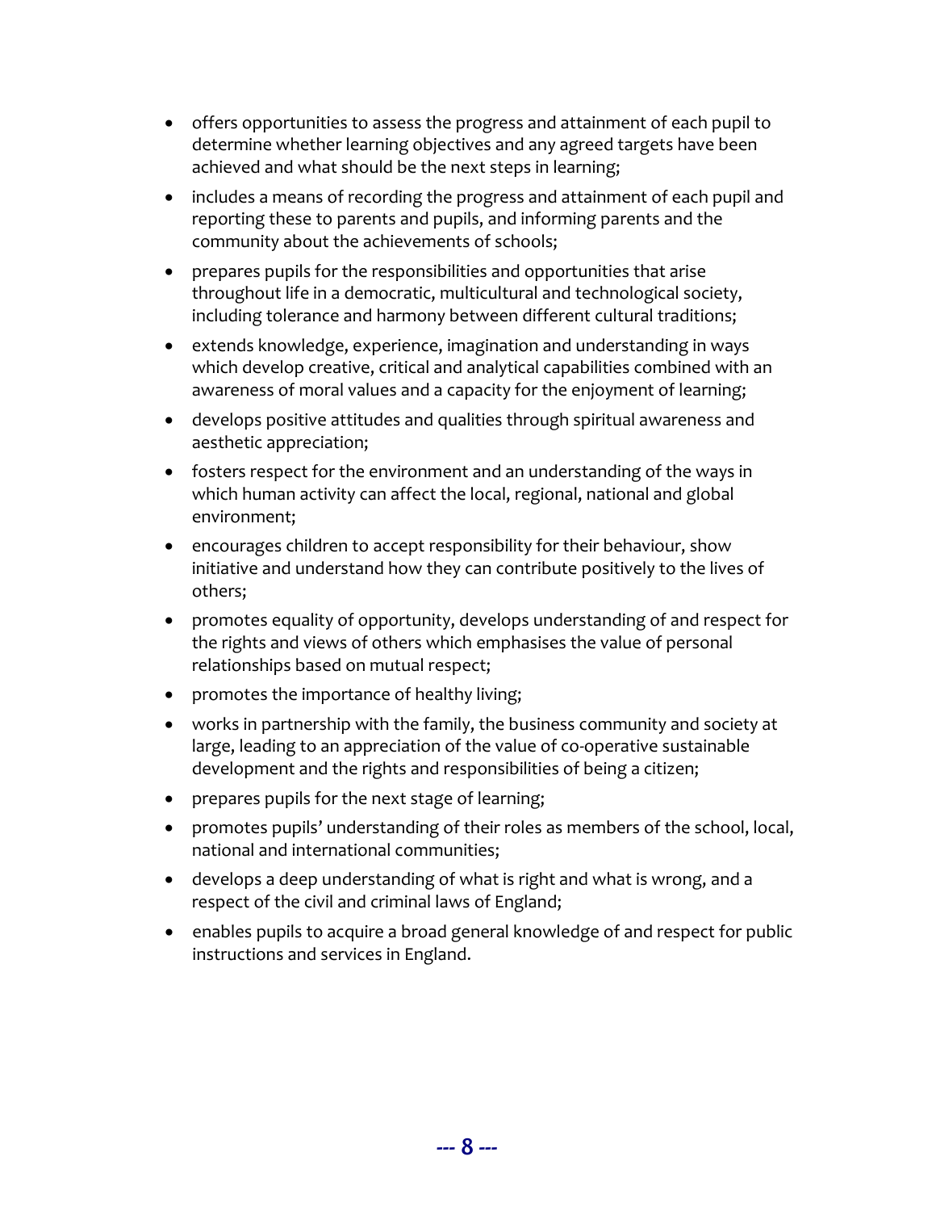- offers opportunities to assess the progress and attainment of each pupil to determine whether learning objectives and any agreed targets have been achieved and what should be the next steps in learning;
- includes a means of recording the progress and attainment of each pupil and reporting these to parents and pupils, and informing parents and the community about the achievements of schools;
- prepares pupils for the responsibilities and opportunities that arise throughout life in a democratic, multicultural and technological society, including tolerance and harmony between different cultural traditions;
- extends knowledge, experience, imagination and understanding in ways which develop creative, critical and analytical capabilities combined with an awareness of moral values and a capacity for the enjoyment of learning;
- develops positive attitudes and qualities through spiritual awareness and aesthetic appreciation;
- fosters respect for the environment and an understanding of the ways in which human activity can affect the local, regional, national and global environment;
- encourages children to accept responsibility for their behaviour, show initiative and understand how they can contribute positively to the lives of others;
- promotes equality of opportunity, develops understanding of and respect for the rights and views of others which emphasises the value of personal relationships based on mutual respect;
- promotes the importance of healthy living;
- works in partnership with the family, the business community and society at large, leading to an appreciation of the value of co-operative sustainable development and the rights and responsibilities of being a citizen;
- prepares pupils for the next stage of learning;
- promotes pupils' understanding of their roles as members of the school, local, national and international communities;
- develops a deep understanding of what is right and what is wrong, and a respect of the civil and criminal laws of England;
- enables pupils to acquire a broad general knowledge of and respect for public instructions and services in England.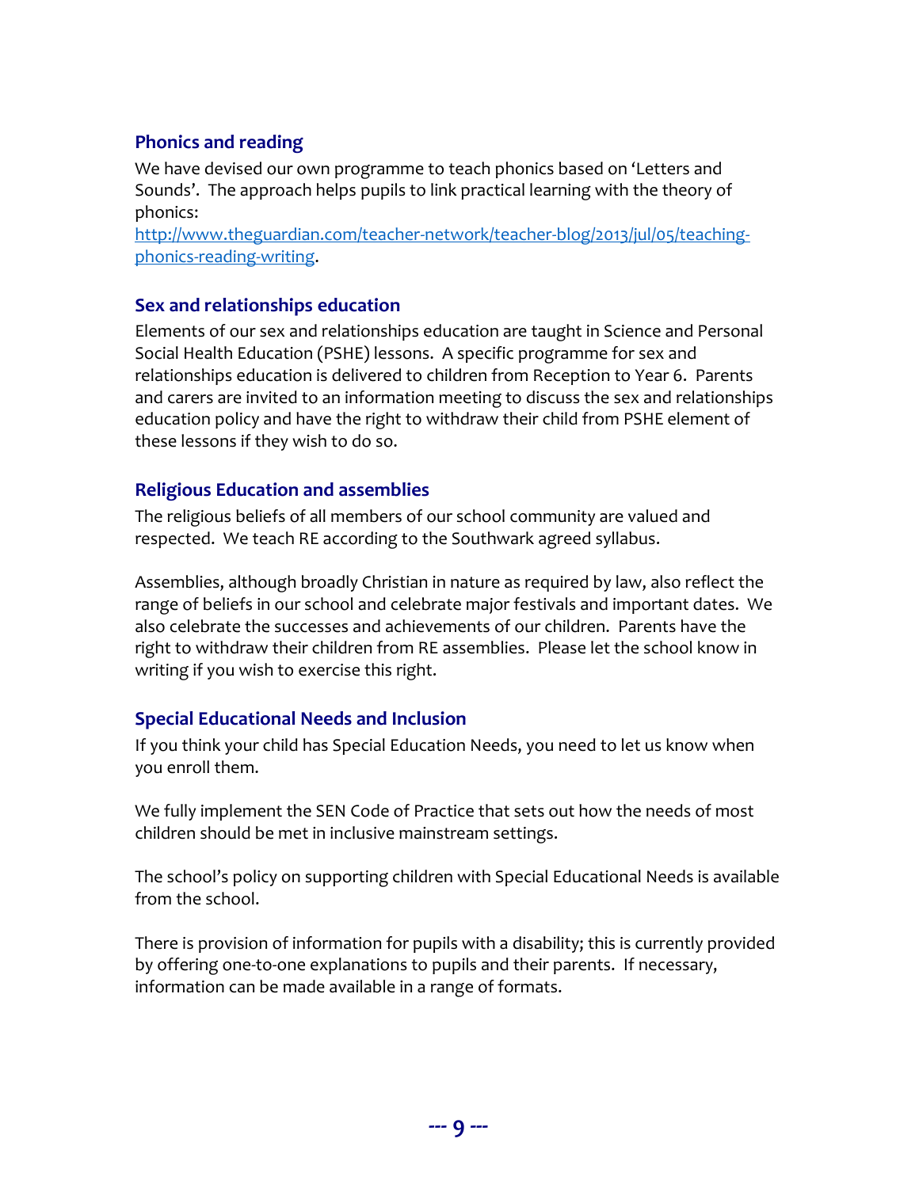## Phonics and reading

We have devised our own programme to teach phonics based on 'Letters and Sounds'. The approach helps pupils to link practical learning with the theory of phonics:
[http://www.theguardian.com/teacher-network/teacher-blog/2013/jul/05/teaching-phonics-reading-writing](http://www.theguardian.com/teacher-network/teacher-blog/2013/jul/05/teaching-phonics-reading-writing).

## Sex and relationships education

Elements of our sex and relationships education are taught in Science and Personal Social Health Education (PSHE) lessons. A specific programme for sex and relationships education is delivered to children from Reception to Year 6. Parents and carers are invited to an information meeting to discuss the sex and relationships education policy and have the right to withdraw their child from PSHE element of these lessons if they wish to do so.

## Religious Education and assemblies

The religious beliefs of all members of our school community are valued and respected. We teach RE according to the Southwark agreed syllabus.

Assemblies, although broadly Christian in nature as required by law, also reflect the range of beliefs in our school and celebrate major festivals and important dates. We also celebrate the successes and achievements of our children. Parents have the right to withdraw their children from RE assemblies. Please let the school know in writing if you wish to exercise this right.

## Special Educational Needs and Inclusion

If you think your child has Special Education Needs, you need to let us know when you enroll them.

We fully implement the SEN Code of Practice that sets out how the needs of most children should be met in inclusive mainstream settings.

The school's policy on supporting children with Special Educational Needs is available from the school.

There is provision of information for pupils with a disability; this is currently provided by offering one-to-one explanations to pupils and their parents. If necessary, information can be made available in a range of formats.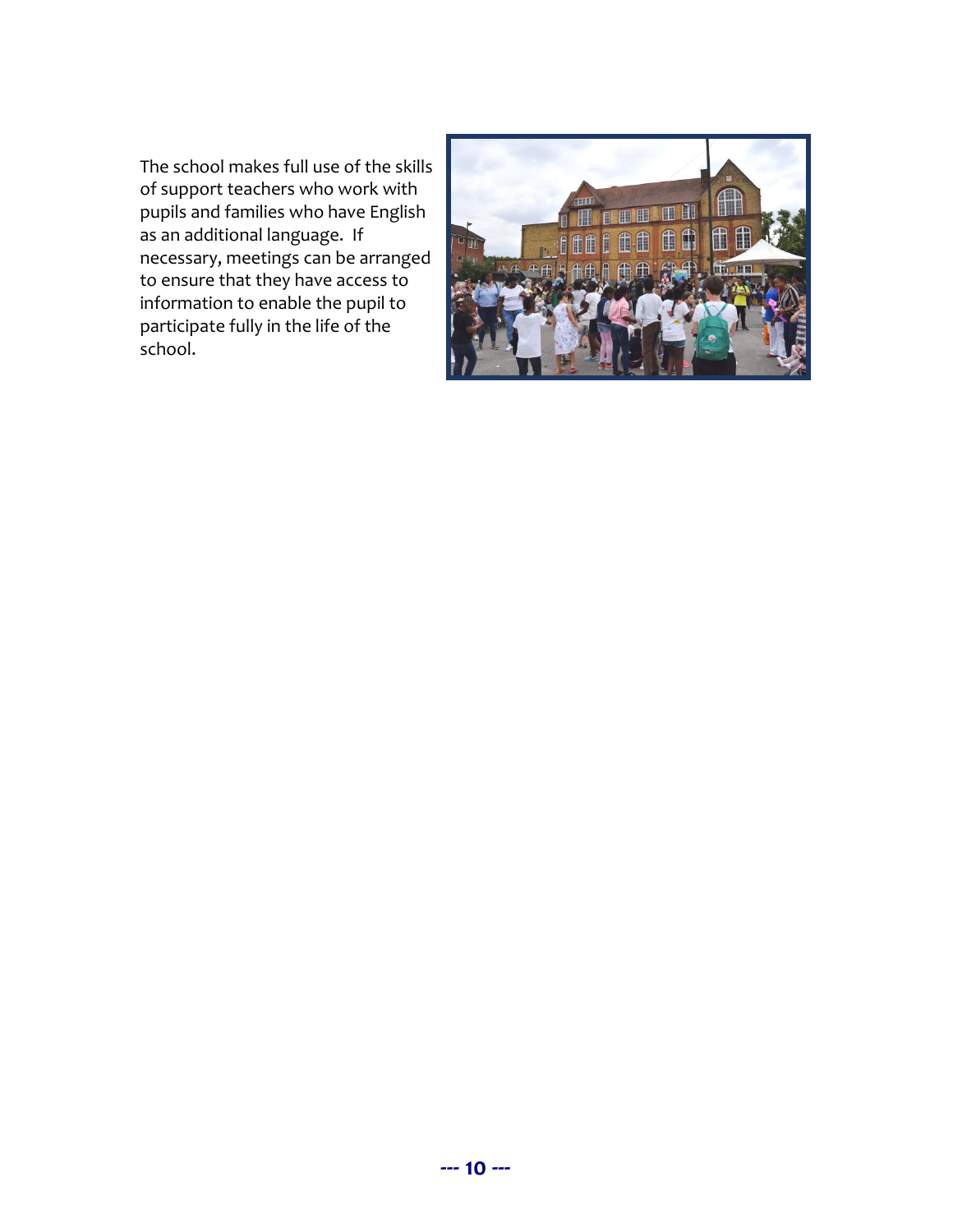The school makes full use of the skills of support teachers who work with pupils and families who have English as an additional language. If necessary, meetings can be arranged to ensure that they have access to information to enable the pupil to participate fully in the life of the school.